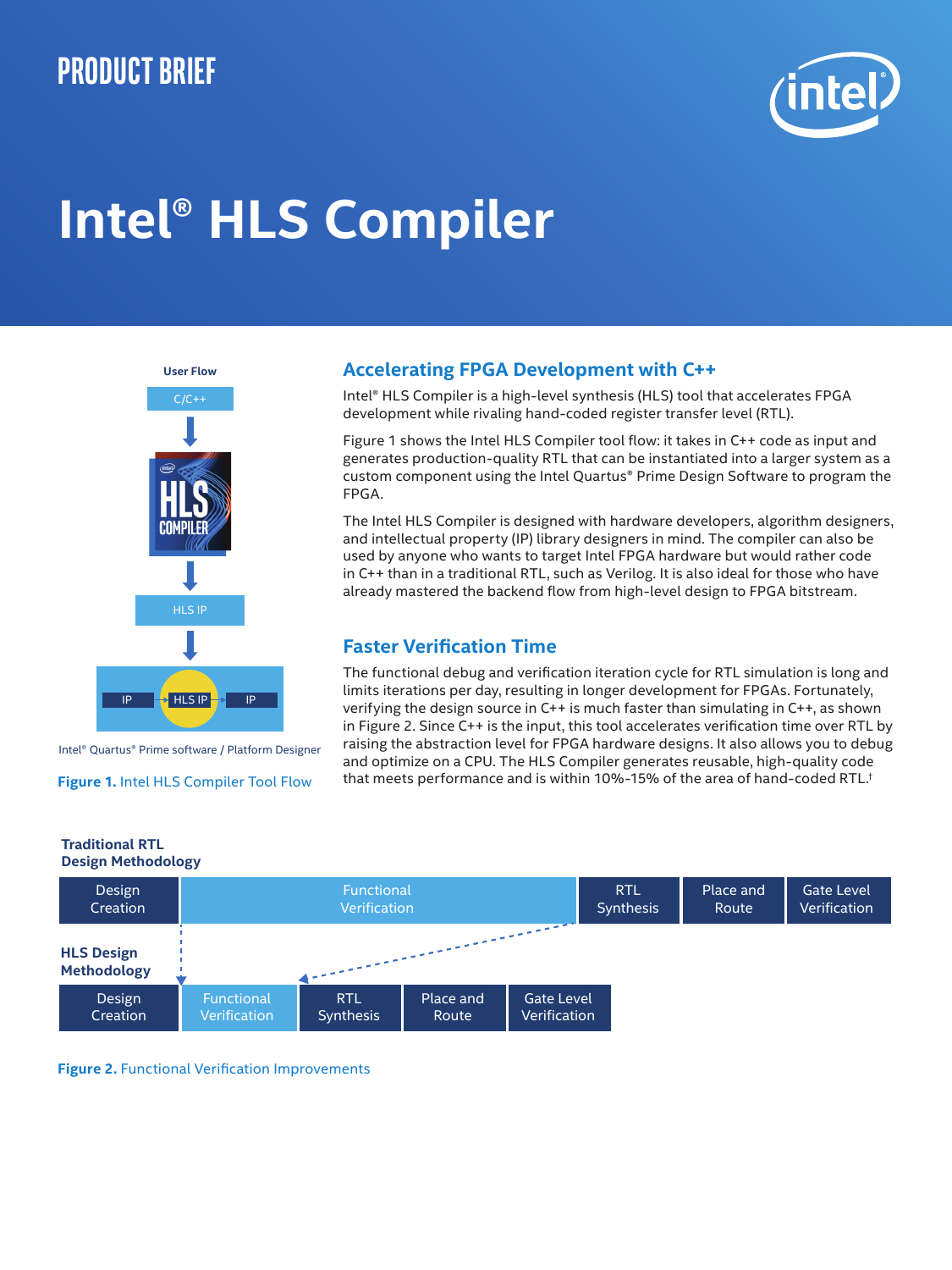PRODUCT BRIEF

# Intel® HLS Compiler

User Flow

C/C++

HLS IP

IP | HLS IP | IP

Intel® Quartus® Prime software / Platform Designer

**Figure 1.** Intel HLS Compiler Tool Flow

## Accelerating FPGA Development with C++

Intel® HLS Compiler is a high-level synthesis (HLS) tool that accelerates FPGA development while rivaling hand-coded register transfer level (RTL).

Figure 1 shows the Intel HLS Compiler tool flow: it takes in C++ code as input and generates production-quality RTL that can be instantiated into a larger system as a custom component using the Intel Quartus® Prime Design Software to program the FPGA.

The Intel HLS Compiler is designed with hardware developers, algorithm designers, and intellectual property (IP) library designers in mind. The compiler can also be used by anyone who wants to target Intel FPGA hardware but would rather code in C++ than in a traditional RTL, such as Verilog. It is also ideal for those who have already mastered the backend flow from high-level design to FPGA bitstream.

## Faster Verification Time

The functional debug and verification iteration cycle for RTL simulation is long and limits iterations per day, resulting in longer development for FPGAs. Fortunately, verifying the design source in C++ is much faster than simulating in C++, as shown in Figure 2. Since C++ is the input, this tool accelerates verification time over RTL by raising the abstraction level for FPGA hardware designs. It also allows you to debug and optimize on a CPU. The HLS Compiler generates reusable, high-quality code that meets performance and is within 10%-15% of the area of hand-coded RTL.[†]

**Traditional RTL Design Methodology**

Design Creation | Functional Verification | RTL Synthesis | Place and Route | Gate Level Verification

**HLS Design Methodology**

Design Creation | Functional Verification | RTL Synthesis | Place and Route | Gate Level Verification

**Figure 2.** Functional Verification Improvements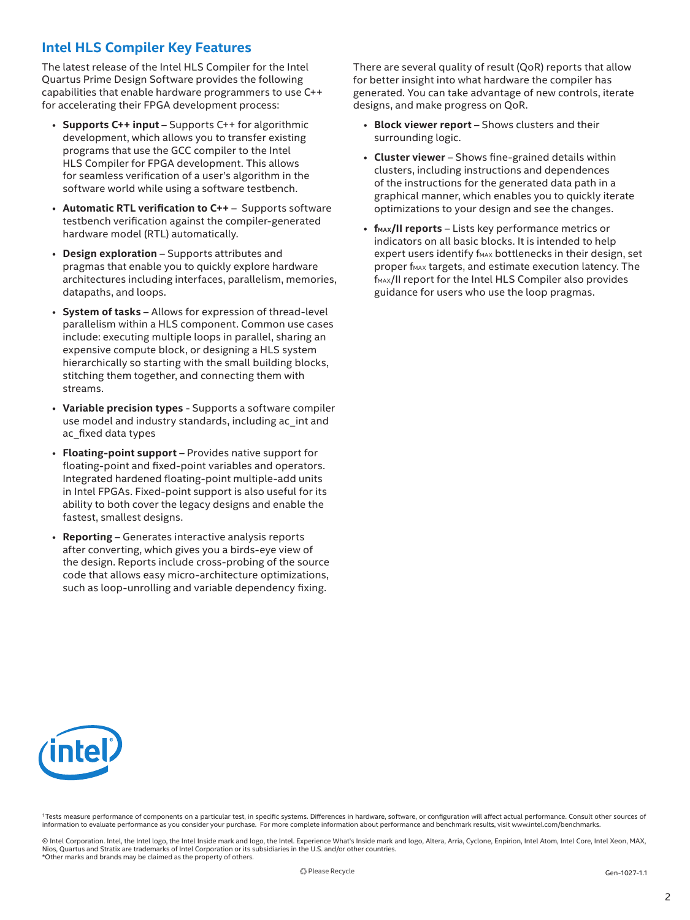## Intel HLS Compiler Key Features

The latest release of the Intel HLS Compiler for the Intel Quartus Prime Design Software provides the following capabilities that enable hardware programmers to use C++ for accelerating their FPGA development process:

- **Supports C++ input** – Supports C++ for algorithmic development, which allows you to transfer existing programs that use the GCC compiler to the Intel HLS Compiler for FPGA development. This allows for seamless verification of a user's algorithm in the software world while using a software testbench.
- **Automatic RTL verification to C++** – Supports software testbench verification against the compiler-generated hardware model (RTL) automatically.
- **Design exploration** – Supports attributes and pragmas that enable you to quickly explore hardware architectures including interfaces, parallelism, memories, datapaths, and loops.
- **System of tasks** – Allows for expression of thread-level parallelism within a HLS component. Common use cases include: executing multiple loops in parallel, sharing an expensive compute block, or designing a HLS system hierarchically so starting with the small building blocks, stitching them together, and connecting them with streams.
- **Variable precision types** - Supports a software compiler use model and industry standards, including ac_int and ac_fixed data types
- **Floating-point support** – Provides native support for floating-point and fixed-point variables and operators. Integrated hardened floating-point multiple-add units in Intel FPGAs. Fixed-point support is also useful for its ability to both cover the legacy designs and enable the fastest, smallest designs.
- **Reporting** – Generates interactive analysis reports after converting, which gives you a birds-eye view of the design. Reports include cross-probing of the source code that allows easy micro-architecture optimizations, such as loop-unrolling and variable dependency fixing.

There are several quality of result (QoR) reports that allow for better insight into what hardware the compiler has generated. You can take advantage of new controls, iterate designs, and make progress on QoR.

- **Block viewer report** – Shows clusters and their surrounding logic.
- **Cluster viewer** – Shows fine-grained details within clusters, including instructions and dependences of the instructions for the generated data path in a graphical manner, which enables you to quickly iterate optimizations to your design and see the changes.
- **$f_{MAX}$/II reports** – Lists key performance metrics or indicators on all basic blocks. It is intended to help expert users identify $f_{MAX}$ bottlenecks in their design, set proper $f_{MAX}$ targets, and estimate execution latency. The $f_{MAX}$/II report for the Intel HLS Compiler also provides guidance for users who use the loop pragmas.

[†] Tests measure performance of components on a particular test, in specific systems. Differences in hardware, software, or configuration will affect actual performance. Consult other sources of information to evaluate performance as you consider your purchase. For more complete information about performance and benchmark results, visit www.intel.com/benchmarks.

© Intel Corporation. Intel, the Intel logo, the Intel Inside mark and logo, the Intel. Experience What's Inside mark and logo, Altera, Arria, Cyclone, Enpirion, Intel Atom, Intel Core, Intel Xeon, MAX, Nios, Quartus and Stratix are trademarks of Intel Corporation or its subsidiaries in the U.S. and/or other countries.
*Other marks and brands may be claimed as the property of others.

Please Recycle

Gen-1027-1.1